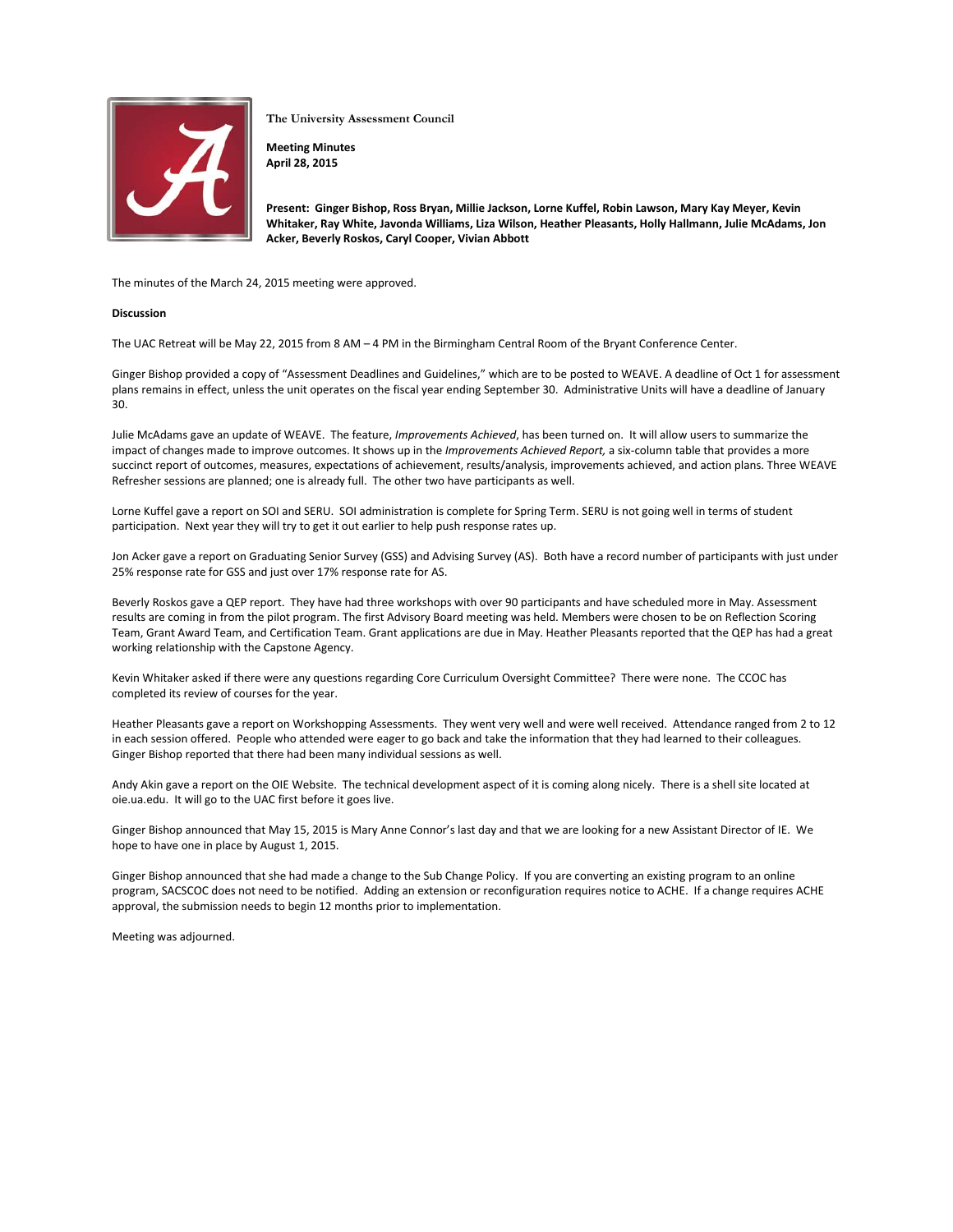**The University Assessment Council**

**Meeting Minutes**
**April 28, 2015**

**Present: Ginger Bishop, Ross Bryan, Millie Jackson, Lorne Kuffel, Robin Lawson, Mary Kay Meyer, Kevin Whitaker, Ray White, Javonda Williams, Liza Wilson, Heather Pleasants, Holly Hallmann, Julie McAdams, Jon Acker, Beverly Roskos, Caryl Cooper, Vivian Abbott**

The minutes of the March 24, 2015 meeting were approved.

**Discussion**

The UAC Retreat will be May 22, 2015 from 8 AM – 4 PM in the Birmingham Central Room of the Bryant Conference Center.

Ginger Bishop provided a copy of "Assessment Deadlines and Guidelines," which are to be posted to WEAVE. A deadline of Oct 1 for assessment plans remains in effect, unless the unit operates on the fiscal year ending September 30. Administrative Units will have a deadline of January 30.

Julie McAdams gave an update of WEAVE. The feature, *Improvements Achieved*, has been turned on. It will allow users to summarize the impact of changes made to improve outcomes. It shows up in the *Improvements Achieved Report,* a six-column table that provides a more succinct report of outcomes, measures, expectations of achievement, results/analysis, improvements achieved, and action plans. Three WEAVE Refresher sessions are planned; one is already full. The other two have participants as well.

Lorne Kuffel gave a report on SOI and SERU. SOI administration is complete for Spring Term. SERU is not going well in terms of student participation. Next year they will try to get it out earlier to help push response rates up.

Jon Acker gave a report on Graduating Senior Survey (GSS) and Advising Survey (AS). Both have a record number of participants with just under 25% response rate for GSS and just over 17% response rate for AS.

Beverly Roskos gave a QEP report. They have had three workshops with over 90 participants and have scheduled more in May. Assessment results are coming in from the pilot program. The first Advisory Board meeting was held. Members were chosen to be on Reflection Scoring Team, Grant Award Team, and Certification Team. Grant applications are due in May. Heather Pleasants reported that the QEP has had a great working relationship with the Capstone Agency.

Kevin Whitaker asked if there were any questions regarding Core Curriculum Oversight Committee? There were none. The CCOC has completed its review of courses for the year.

Heather Pleasants gave a report on Workshopping Assessments. They went very well and were well received. Attendance ranged from 2 to 12 in each session offered. People who attended were eager to go back and take the information that they had learned to their colleagues. Ginger Bishop reported that there had been many individual sessions as well.

Andy Akin gave a report on the OIE Website. The technical development aspect of it is coming along nicely. There is a shell site located at oie.ua.edu. It will go to the UAC first before it goes live.

Ginger Bishop announced that May 15, 2015 is Mary Anne Connor's last day and that we are looking for a new Assistant Director of IE. We hope to have one in place by August 1, 2015.

Ginger Bishop announced that she had made a change to the Sub Change Policy. If you are converting an existing program to an online program, SACSCOC does not need to be notified. Adding an extension or reconfiguration requires notice to ACHE. If a change requires ACHE approval, the submission needs to begin 12 months prior to implementation.

Meeting was adjourned.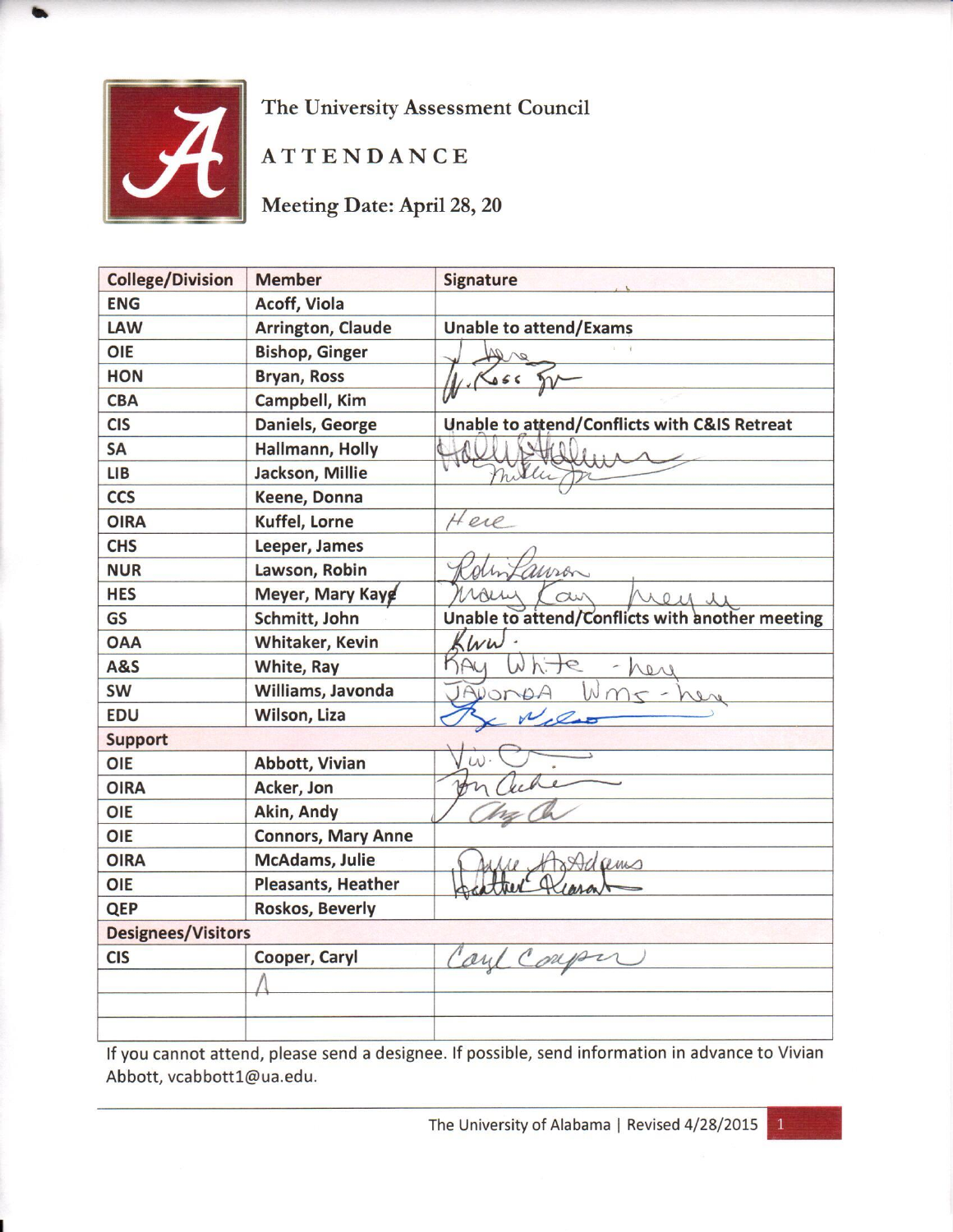The University Assessment Council

# ATTENDANCE

Meeting Date: April 28, 20

| College/Division | Member | Signature |
| --- | --- | --- |
| ENG | Acoff, Viola | |
| LAW | Arrington, Claude | Unable to attend/Exams |
| OIE | Bishop, Ginger | |
| HON | Bryan, Ross | W. Ross Bryan |
| CBA | Campbell, Kim | |
| CIS | Daniels, George | Unable to attend/Conflicts with C&IS Retreat |
| SA | Hallmann, Holly | Holly Hallmann |
| LIB | Jackson, Millie | Millie Jr |
| CCS | Keene, Donna | |
| OIRA | Kuffel, Lorne | Here |
| CHS | Leeper, James | |
| NUR | Lawson, Robin | Robin Lawson |
| HES | Meyer, Mary Kaye | Mary Kay Meyer |
| GS | Schmitt, John | Unable to attend/Conflicts with another meeting |
| OAA | Whitaker, Kevin | KWW. |
| A&S | White, Ray | RAY White - here |
| SW | Williams, Javonda | JAVONDA Wms - here |
| EDU | Wilson, Liza | Liza Wilson |
| **Support** | | |
| OIE | Abbott, Vivian | Viv. C |
| OIRA | Acker, Jon | Jon Acker |
| OIE | Akin, Andy | Andy Akin |
| OIE | Connors, Mary Anne | |
| OIRA | McAdams, Julie | Julie McAdams |
| OIE | Pleasants, Heather | Heather Pleasants |
| QEP | Roskos, Beverly | |
| **Designees/Visitors** | | |
| CIS | Cooper, Caryl | Caryl Cooper |
| | | |
| | | |
| | | |

If you cannot attend, please send a designee. If possible, send information in advance to Vivian Abbott, vcabbott1@ua.edu.

The University of Alabama | Revised 4/28/2015